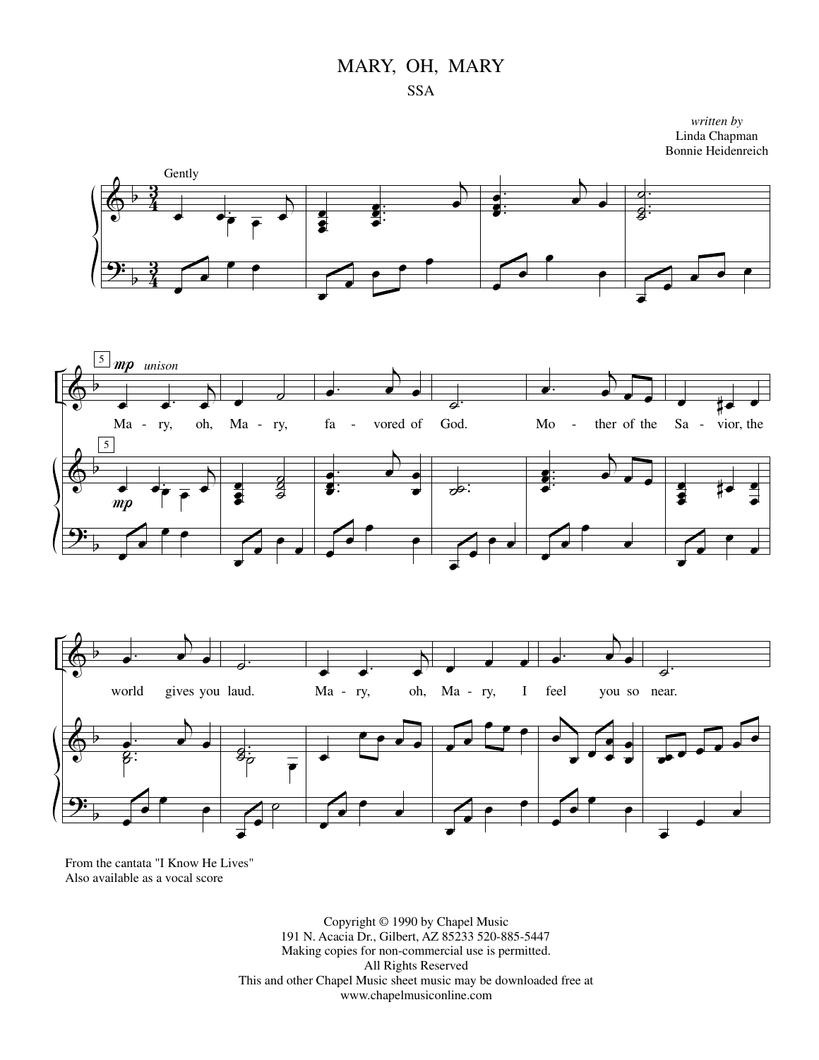# MARY, OH, MARY

SSA

*written by*
Linda Chapman
Bonnie Heidenreich

From the cantata "I Know He Lives"
Also available as a vocal score

Copyright © 1990 by Chapel Music
191 N. Acacia Dr., Gilbert, AZ 85233 520-885-5447
Making copies for non-commercial use is permitted.
All Rights Reserved
This and other Chapel Music sheet music may be downloaded free at
www.chapelmusiconline.com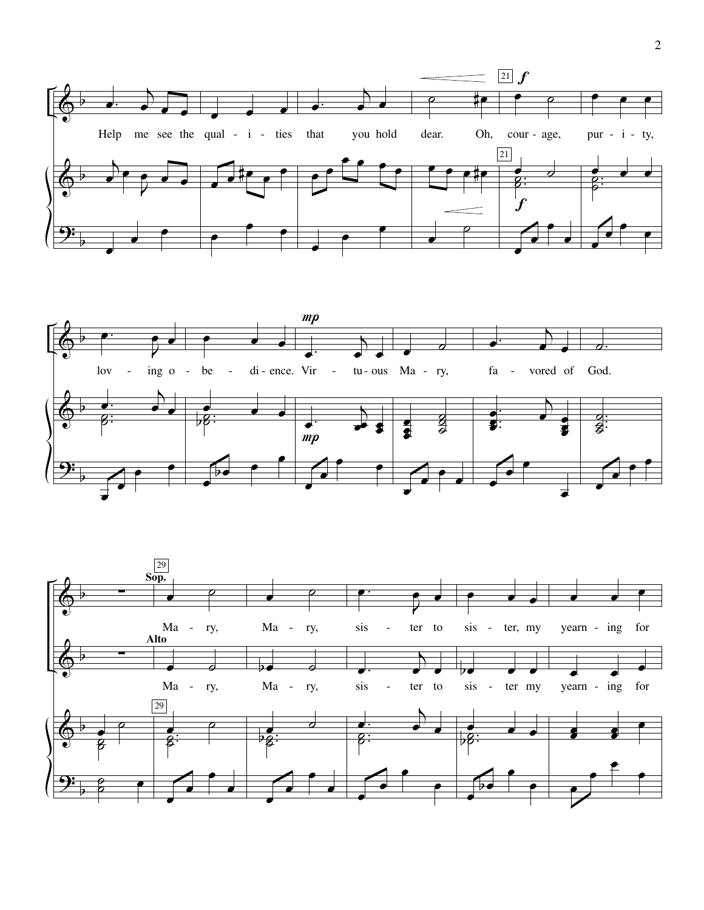Help me see the qual - i - ties that you hold dear. Oh, cour - age, pur - i - ty,

lov - ing o - be - di - ence. Vir - tu - ous Ma - ry, fa - vored of God.

**Sop.**

Ma - ry, Ma - ry, sis - ter to sis - ter, my yearn - ing for

**Alto**

Ma - ry, Ma - ry, sis - ter to sis - ter my yearn - ing for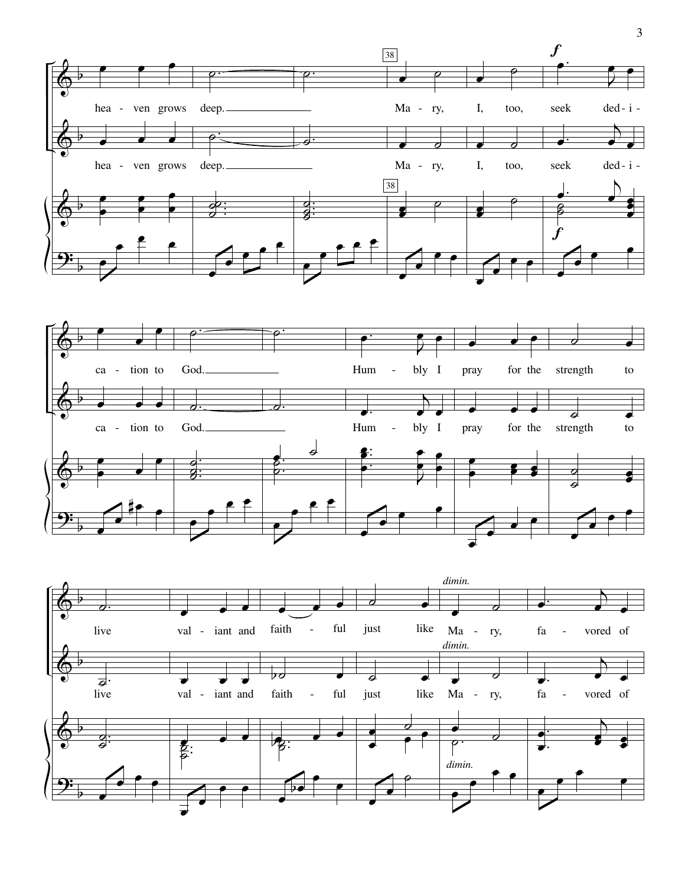38

*f*

heaven grows deep.

Mary, I, too, seek dedication to God.

Humbly I pray for the strength to live valiant and faithful just like

*dimin.*

Mary, favored of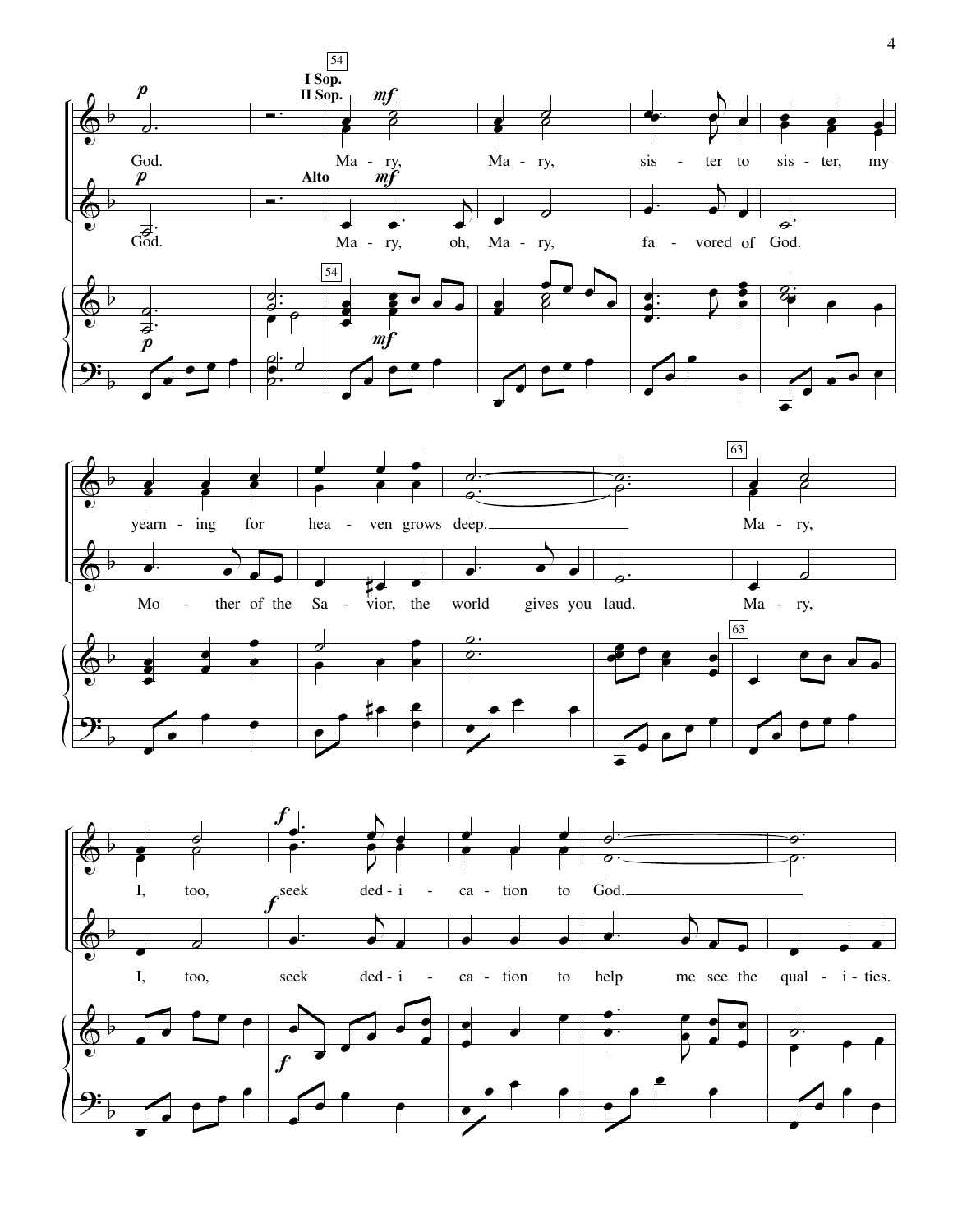I Sop.
II Sop.

God. Ma - ry, Ma - ry, sis - ter to sis - ter, my yearn - ing for hea - ven grows deep. Ma - ry, I, too, seek ded - i - ca - tion to God.

Alto

God. Ma - ry, oh, Ma - ry, fa - vored of God. Mo - ther of the Sa - vior, the world gives you laud. Ma - ry, I, too, seek ded - i - ca - tion to help me see the qual - i - ties.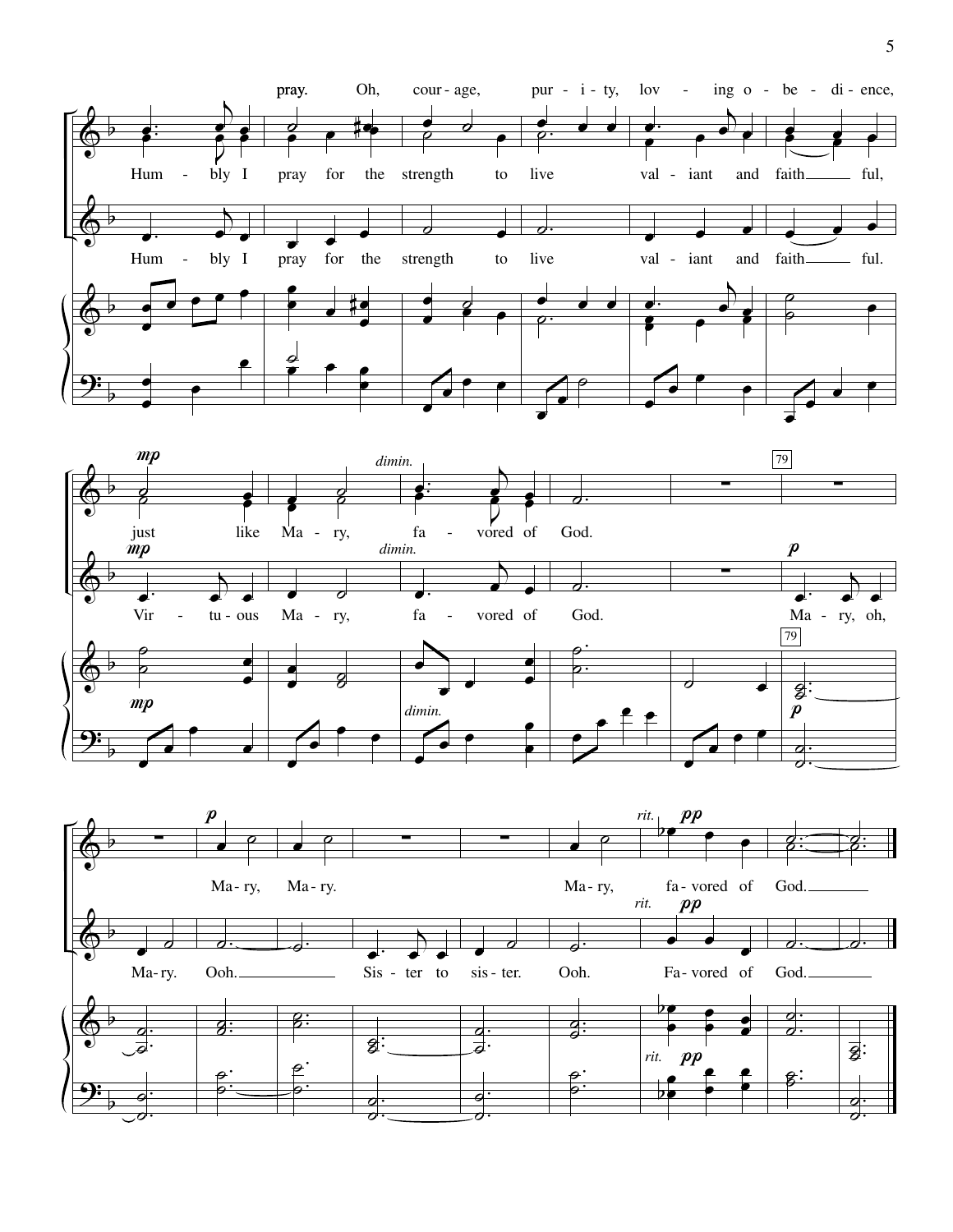pray. Oh, cour - age, pur - i - ty, lov - ing o - be - di - ence,

Hum - bly I pray for the strength to live val - iant and faith - ful,

Hum - bly I pray for the strength to live val - iant and faith - ful.

*mp* just like Ma - ry, *dimin.* fa - vored of God.

*mp* Vir - tu - ous Ma - ry, *dimin.* fa - vored of God. *p* Ma - ry, oh,

79

*p* Ma - ry, Ma - ry. Ma - ry, *rit.* *pp* fa - vored of God.

Ma - ry. Ooh. Sis - ter to sis - ter. Ooh. *rit.* *pp* Fa - vored of God.